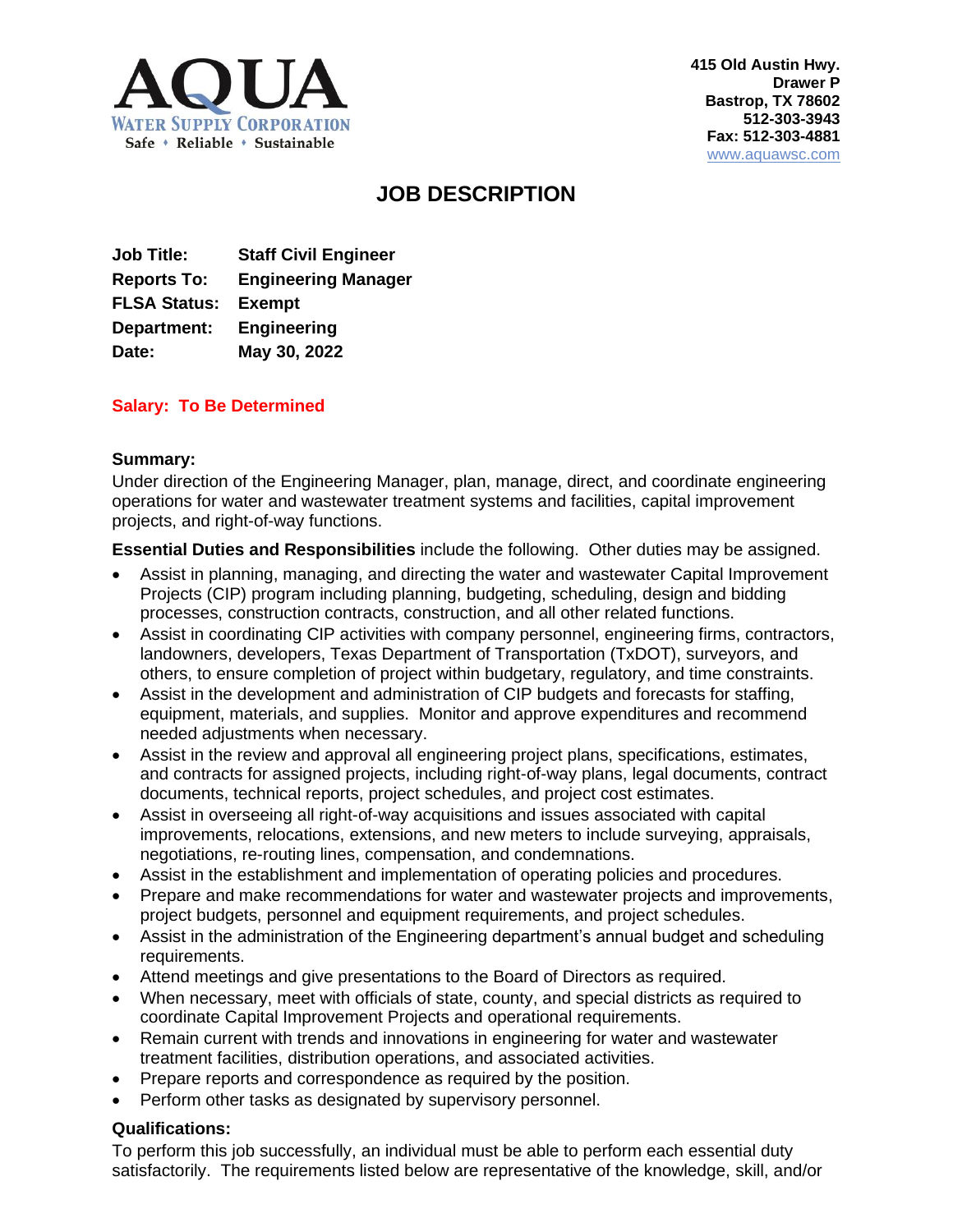**AQUA**
**WATER SUPPLY CORPORATION**
Safe ♦ Reliable ♦ Sustainable

**415 Old Austin Hwy.**
**Drawer P**
**Bastrop, TX 78602**
**512-303-3943**
**Fax: 512-303-4881**
www.aquawsc.com

# JOB DESCRIPTION

**Job Title:** **Staff Civil Engineer**
**Reports To:** **Engineering Manager**
**FLSA Status:** **Exempt**
**Department:** **Engineering**
**Date:** **May 30, 2022**

**Salary: To Be Determined**

**Summary:**
Under direction of the Engineering Manager, plan, manage, direct, and coordinate engineering operations for water and wastewater treatment systems and facilities, capital improvement projects, and right-of-way functions.

**Essential Duties and Responsibilities** include the following. Other duties may be assigned.

- Assist in planning, managing, and directing the water and wastewater Capital Improvement Projects (CIP) program including planning, budgeting, scheduling, design and bidding processes, construction contracts, construction, and all other related functions.
- Assist in coordinating CIP activities with company personnel, engineering firms, contractors, landowners, developers, Texas Department of Transportation (TxDOT), surveyors, and others, to ensure completion of project within budgetary, regulatory, and time constraints.
- Assist in the development and administration of CIP budgets and forecasts for staffing, equipment, materials, and supplies. Monitor and approve expenditures and recommend needed adjustments when necessary.
- Assist in the review and approval all engineering project plans, specifications, estimates, and contracts for assigned projects, including right-of-way plans, legal documents, contract documents, technical reports, project schedules, and project cost estimates.
- Assist in overseeing all right-of-way acquisitions and issues associated with capital improvements, relocations, extensions, and new meters to include surveying, appraisals, negotiations, re-routing lines, compensation, and condemnations.
- Assist in the establishment and implementation of operating policies and procedures.
- Prepare and make recommendations for water and wastewater projects and improvements, project budgets, personnel and equipment requirements, and project schedules.
- Assist in the administration of the Engineering department's annual budget and scheduling requirements.
- Attend meetings and give presentations to the Board of Directors as required.
- When necessary, meet with officials of state, county, and special districts as required to coordinate Capital Improvement Projects and operational requirements.
- Remain current with trends and innovations in engineering for water and wastewater treatment facilities, distribution operations, and associated activities.
- Prepare reports and correspondence as required by the position.
- Perform other tasks as designated by supervisory personnel.

**Qualifications:**
To perform this job successfully, an individual must be able to perform each essential duty satisfactorily. The requirements listed below are representative of the knowledge, skill, and/or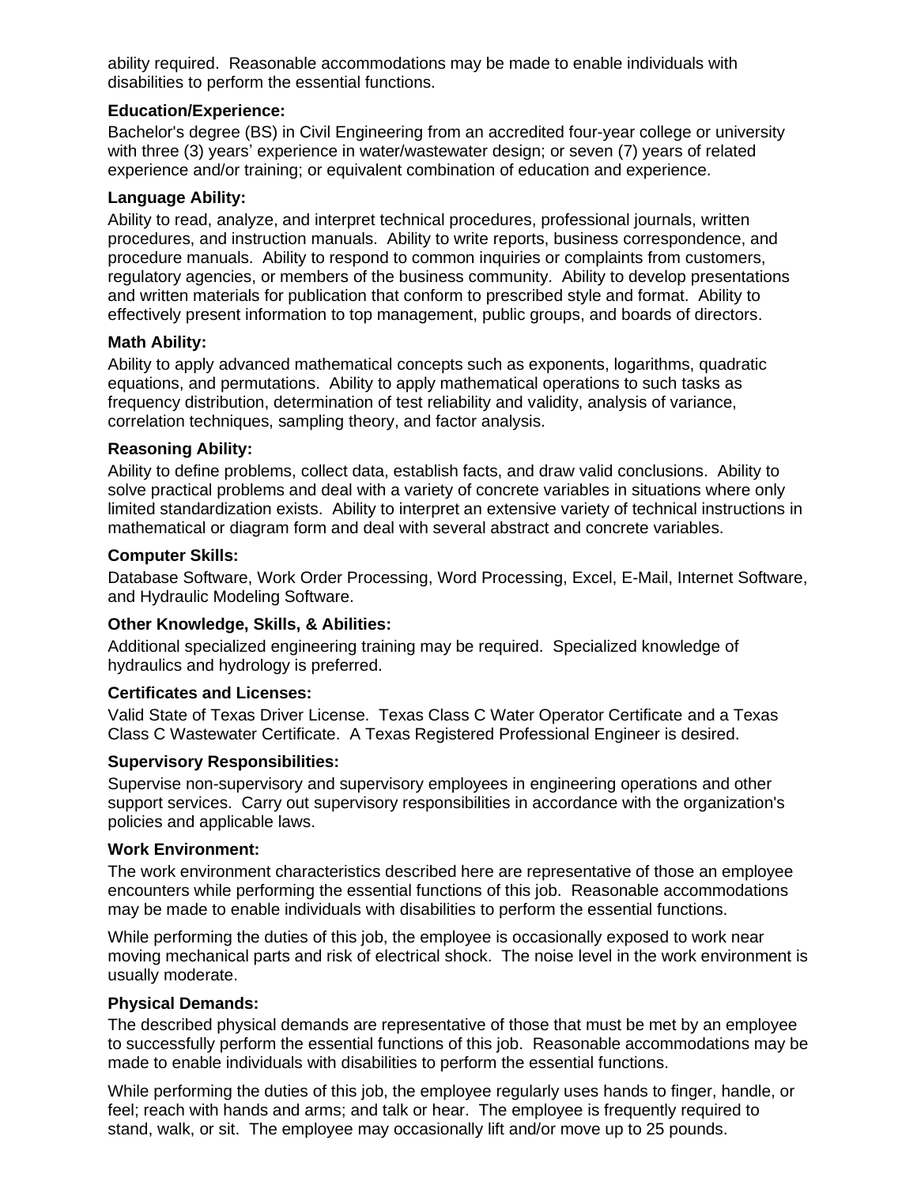ability required. Reasonable accommodations may be made to enable individuals with disabilities to perform the essential functions.

**Education/Experience:**

Bachelor's degree (BS) in Civil Engineering from an accredited four-year college or university with three (3) years' experience in water/wastewater design; or seven (7) years of related experience and/or training; or equivalent combination of education and experience.

**Language Ability:**

Ability to read, analyze, and interpret technical procedures, professional journals, written procedures, and instruction manuals. Ability to write reports, business correspondence, and procedure manuals. Ability to respond to common inquiries or complaints from customers, regulatory agencies, or members of the business community. Ability to develop presentations and written materials for publication that conform to prescribed style and format. Ability to effectively present information to top management, public groups, and boards of directors.

**Math Ability:**

Ability to apply advanced mathematical concepts such as exponents, logarithms, quadratic equations, and permutations. Ability to apply mathematical operations to such tasks as frequency distribution, determination of test reliability and validity, analysis of variance, correlation techniques, sampling theory, and factor analysis.

**Reasoning Ability:**

Ability to define problems, collect data, establish facts, and draw valid conclusions. Ability to solve practical problems and deal with a variety of concrete variables in situations where only limited standardization exists. Ability to interpret an extensive variety of technical instructions in mathematical or diagram form and deal with several abstract and concrete variables.

**Computer Skills:**

Database Software, Work Order Processing, Word Processing, Excel, E-Mail, Internet Software, and Hydraulic Modeling Software.

**Other Knowledge, Skills, & Abilities:**

Additional specialized engineering training may be required. Specialized knowledge of hydraulics and hydrology is preferred.

**Certificates and Licenses:**

Valid State of Texas Driver License. Texas Class C Water Operator Certificate and a Texas Class C Wastewater Certificate. A Texas Registered Professional Engineer is desired.

**Supervisory Responsibilities:**

Supervise non-supervisory and supervisory employees in engineering operations and other support services. Carry out supervisory responsibilities in accordance with the organization's policies and applicable laws.

**Work Environment:**

The work environment characteristics described here are representative of those an employee encounters while performing the essential functions of this job. Reasonable accommodations may be made to enable individuals with disabilities to perform the essential functions.

While performing the duties of this job, the employee is occasionally exposed to work near moving mechanical parts and risk of electrical shock. The noise level in the work environment is usually moderate.

**Physical Demands:**

The described physical demands are representative of those that must be met by an employee to successfully perform the essential functions of this job. Reasonable accommodations may be made to enable individuals with disabilities to perform the essential functions.

While performing the duties of this job, the employee regularly uses hands to finger, handle, or feel; reach with hands and arms; and talk or hear. The employee is frequently required to stand, walk, or sit. The employee may occasionally lift and/or move up to 25 pounds.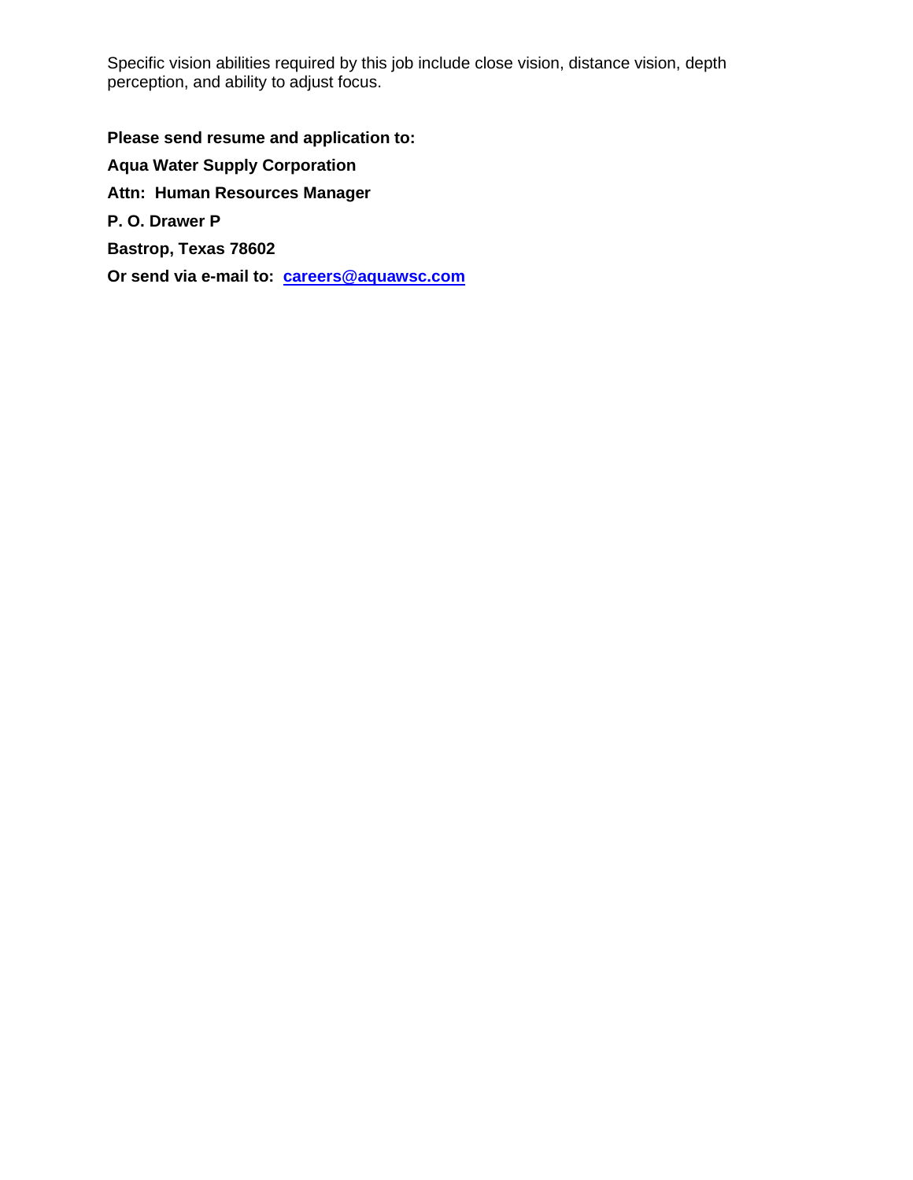Specific vision abilities required by this job include close vision, distance vision, depth perception, and ability to adjust focus.

**Please send resume and application to:**

**Aqua Water Supply Corporation**

**Attn: Human Resources Manager**

**P. O. Drawer P**

**Bastrop, Texas 78602**

**Or send via e-mail to: careers@aquawsc.com**